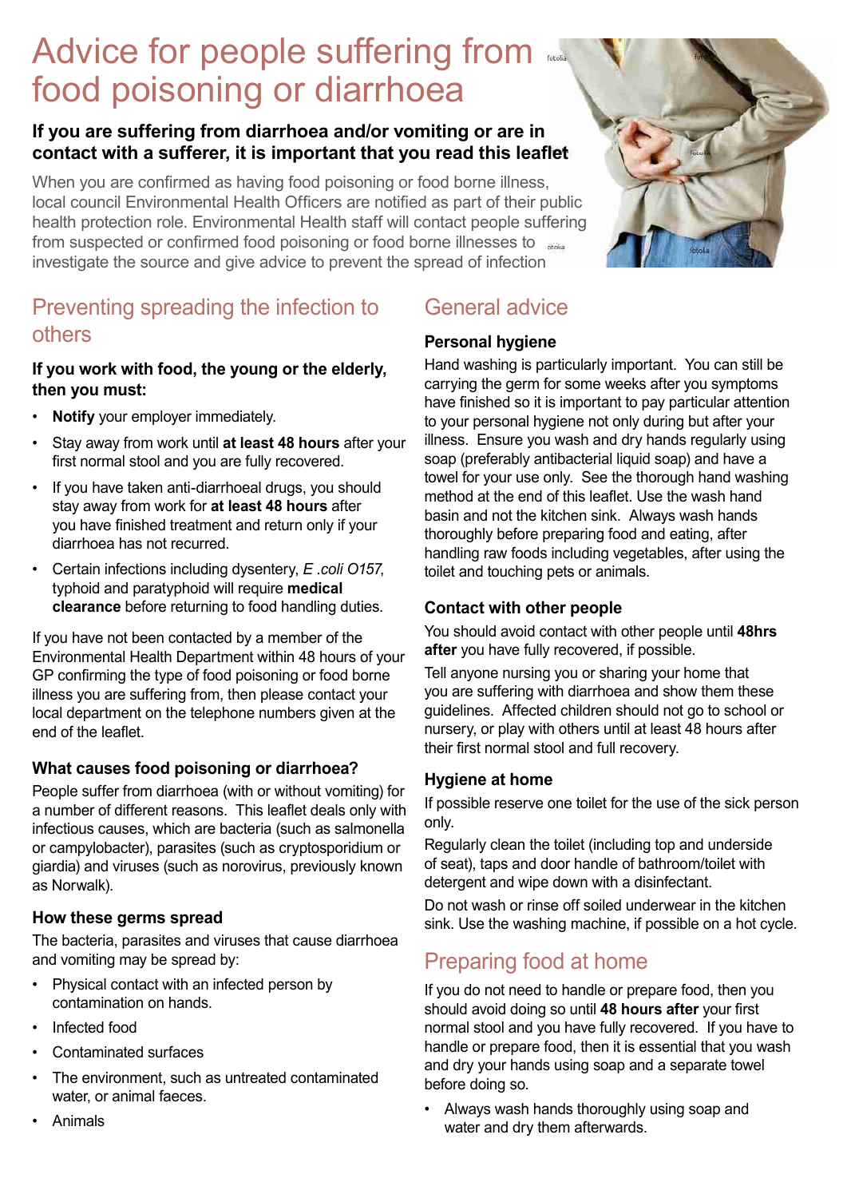# Advice for people suffering from food poisoning or diarrhoea

**If you are suffering from diarrhoea and/or vomiting or are in contact with a sufferer, it is important that you read this leaflet**

When you are confirmed as having food poisoning or food borne illness, local council Environmental Health Officers are notified as part of their public health protection role. Environmental Health staff will contact people suffering from suspected or confirmed food poisoning or food borne illnesses to investigate the source and give advice to prevent the spread of infection

## Preventing spreading the infection to others

**If you work with food, the young or the elderly, then you must:**

- **Notify** your employer immediately.
- Stay away from work until **at least 48 hours** after your first normal stool and you are fully recovered.
- If you have taken anti-diarrhoeal drugs, you should stay away from work for **at least 48 hours** after you have finished treatment and return only if your diarrhoea has not recurred.
- Certain infections including dysentery, *E .coli O157*, typhoid and paratyphoid will require **medical clearance** before returning to food handling duties.

If you have not been contacted by a member of the Environmental Health Department within 48 hours of your GP confirming the type of food poisoning or food borne illness you are suffering from, then please contact your local department on the telephone numbers given at the end of the leaflet.

### What causes food poisoning or diarrhoea?

People suffer from diarrhoea (with or without vomiting) for a number of different reasons. This leaflet deals only with infectious causes, which are bacteria (such as salmonella or campylobacter), parasites (such as cryptosporidium or giardia) and viruses (such as norovirus, previously known as Norwalk).

### How these germs spread

The bacteria, parasites and viruses that cause diarrhoea and vomiting may be spread by:

- Physical contact with an infected person by contamination on hands.
- Infected food
- Contaminated surfaces
- The environment, such as untreated contaminated water, or animal faeces.
- Animals

## General advice

### Personal hygiene

Hand washing is particularly important. You can still be carrying the germ for some weeks after you symptoms have finished so it is important to pay particular attention to your personal hygiene not only during but after your illness. Ensure you wash and dry hands regularly using soap (preferably antibacterial liquid soap) and have a towel for your use only. See the thorough hand washing method at the end of this leaflet. Use the wash hand basin and not the kitchen sink. Always wash hands thoroughly before preparing food and eating, after handling raw foods including vegetables, after using the toilet and touching pets or animals.

### Contact with other people

You should avoid contact with other people until **48hrs after** you have fully recovered, if possible.

Tell anyone nursing you or sharing your home that you are suffering with diarrhoea and show them these guidelines. Affected children should not go to school or nursery, or play with others until at least 48 hours after their first normal stool and full recovery.

### Hygiene at home

If possible reserve one toilet for the use of the sick person only.

Regularly clean the toilet (including top and underside of seat), taps and door handle of bathroom/toilet with detergent and wipe down with a disinfectant.

Do not wash or rinse off soiled underwear in the kitchen sink. Use the washing machine, if possible on a hot cycle.

## Preparing food at home

If you do not need to handle or prepare food, then you should avoid doing so until **48 hours after** your first normal stool and you have fully recovered. If you have to handle or prepare food, then it is essential that you wash and dry your hands using soap and a separate towel before doing so.

- Always wash hands thoroughly using soap and water and dry them afterwards.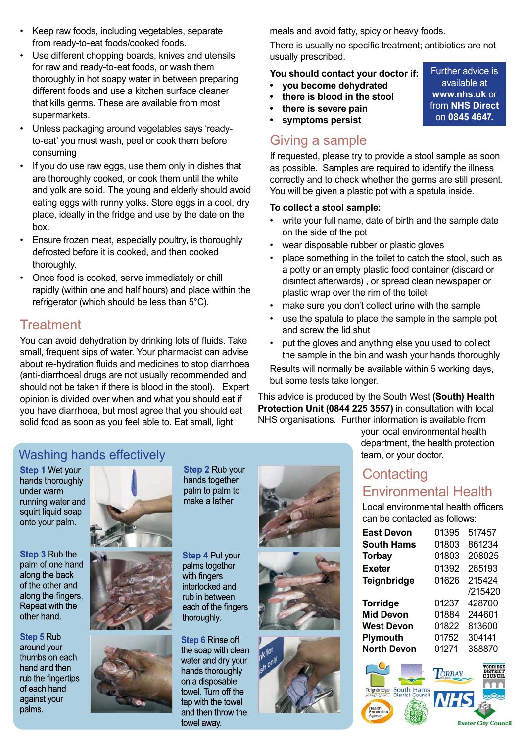- Keep raw foods, including vegetables, separate from ready-to-eat foods/cooked foods.
- Use different chopping boards, knives and utensils for raw and ready-to-eat foods, or wash them thoroughly in hot soapy water in between preparing different foods and use a kitchen surface cleaner that kills germs. These are available from most supermarkets.
- Unless packaging around vegetables says 'ready-to-eat' you must wash, peel or cook them before consuming
- If you do use raw eggs, use them only in dishes that are thoroughly cooked, or cook them until the white and yolk are solid. The young and elderly should avoid eating eggs with runny yolks. Store eggs in a cool, dry place, ideally in the fridge and use by the date on the box.
- Ensure frozen meat, especially poultry, is thoroughly defrosted before it is cooked, and then cooked thoroughly.
- Once food is cooked, serve immediately or chill rapidly (within one and half hours) and place within the refrigerator (which should be less than 5°C).

## Treatment

You can avoid dehydration by drinking lots of fluids. Take small, frequent sips of water. Your pharmacist can advise about re-hydration fluids and medicines to stop diarrhoea (anti-diarrhoeal drugs are not usually recommended and should not be taken if there is blood in the stool). Expert opinion is divided over when and what you should eat if you have diarrhoea, but most agree that you should eat solid food as soon as you feel able to. Eat small, light meals and avoid fatty, spicy or heavy foods.

There is usually no specific treatment; antibiotics are not usually prescribed.

**You should contact your doctor if:**

- **you become dehydrated**
- **there is blood in the stool**
- **there is severe pain**
- **symptoms persist**

Further advice is available at **www.nhs.uk** or from **NHS Direct** on **0845 4647.**

## Giving a sample

If requested, please try to provide a stool sample as soon as possible. Samples are required to identify the illness correctly and to check whether the germs are still present. You will be given a plastic pot with a spatula inside.

**To collect a stool sample:**

- write your full name, date of birth and the sample date on the side of the pot
- wear disposable rubber or plastic gloves
- place something in the toilet to catch the stool, such as a potty or an empty plastic food container (discard or disinfect afterwards) , or spread clean newspaper or plastic wrap over the rim of the toilet
- make sure you don't collect urine with the sample
- use the spatula to place the sample in the sample pot and screw the lid shut
- put the gloves and anything else you used to collect the sample in the bin and wash your hands thoroughly

Results will normally be available within 5 working days, but some tests take longer.

This advice is produced by the South West **(South) Health Protection Unit (0844 225 3557)** in consultation with local NHS organisations. Further information is available from your local environmental health department, the health protection team, or your doctor.

## Washing hands effectively

**Step 1** Wet your hands thoroughly under warm running water and squirt liquid soap onto your palm.

**Step 2** Rub your hands together palm to palm to make a lather

**Step 3** Rub the palm of one hand along the back of the other and along the fingers. Repeat with the other hand.

**Step 4** Put your palms together with fingers interlocked and rub in between each of the fingers thoroughly.

**Step 5** Rub around your thumbs on each hand and then rub the fingertips of each hand against your palms.

**Step 6** Rinse off the soap with clean water and dry your hands thoroughly on a disposable towel. Turn off the tap with the towel and then throw the towel away.

## Contacting Environmental Health

Local environmental health officers can be contacted as follows:

| | | |
|---|---|---|
| **East Devon** | 01395 | 517457 |
| **South Hams** | 01803 | 861234 |
| **Torbay** | 01803 | 208025 |
| **Exeter** | 01392 | 265193 |
| **Teignbridge** | 01626 | 215424 /215420 |
| **Torridge** | 01237 | 428700 |
| **Mid Devon** | 01884 | 244601 |
| **West Devon** | 01822 | 813600 |
| **Plymouth** | 01752 | 304141 |
| **North Devon** | 01271 | 388870 |